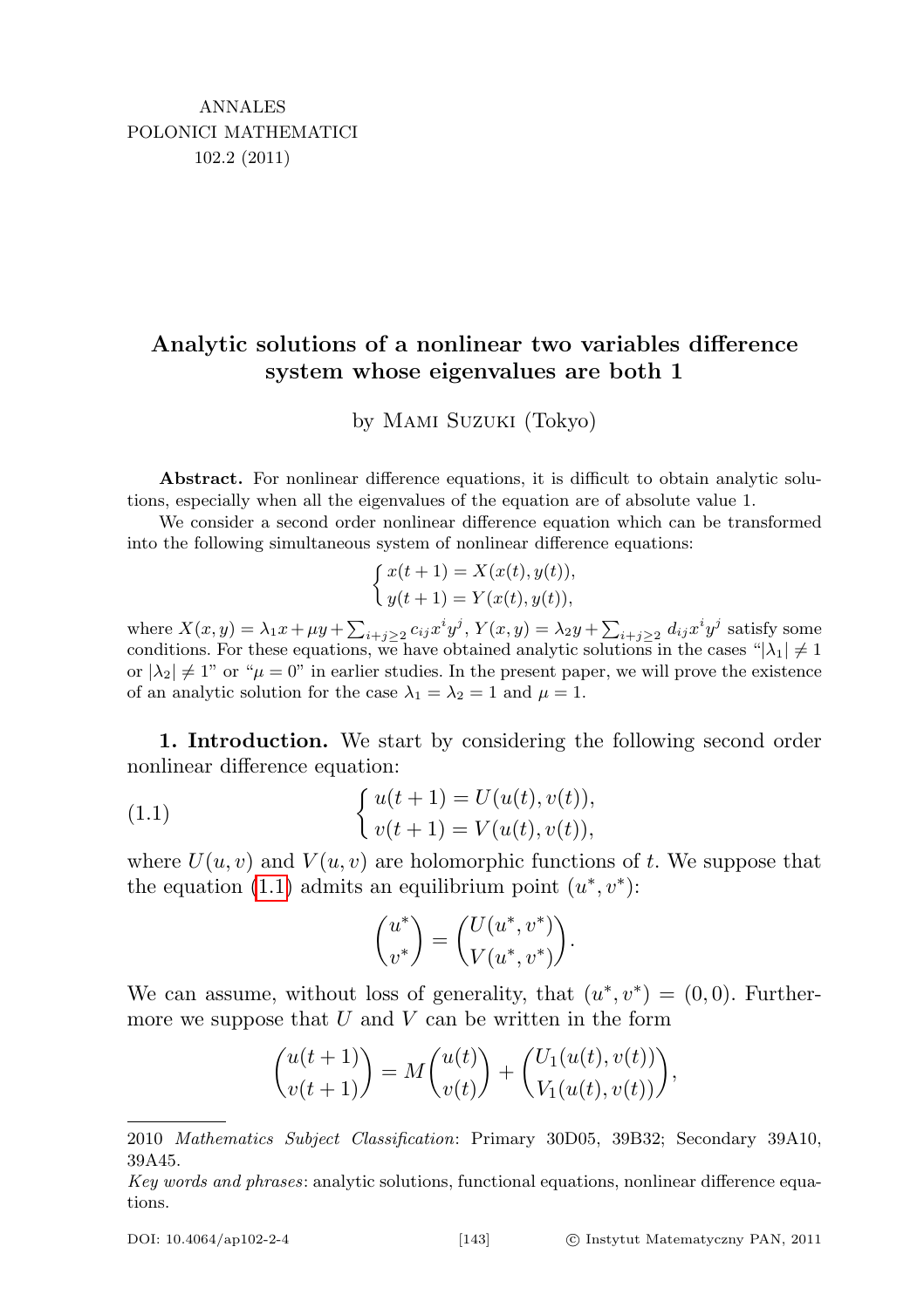ANNALES
POLONICI MATHEMATICI
102.2 (2011)

# Analytic solutions of a nonlinear two variables difference system whose eigenvalues are both 1

by Mami Suzuki (Tokyo)

**Abstract.** For nonlinear difference equations, it is difficult to obtain analytic solutions, especially when all the eigenvalues of the equation are of absolute value 1.

We consider a second order nonlinear difference equation which can be transformed into the following simultaneous system of nonlinear difference equations:

$$\begin{cases} x(t+1) = X(x(t), y(t)), \\ y(t+1) = Y(x(t), y(t)), \end{cases}$$

where $X(x,y) = \lambda_1 x + \mu y + \sum_{i+j\geq 2} c_{ij} x^i y^j$, $Y(x,y) = \lambda_2 y + \sum_{i+j\geq 2} d_{ij} x^i y^j$ satisfy some conditions. For these equations, we have obtained analytic solutions in the cases "$|\lambda_1| \neq 1$ or $|\lambda_2| \neq 1$" or "$\mu = 0$" in earlier studies. In the present paper, we will prove the existence of an analytic solution for the case $\lambda_1 = \lambda_2 = 1$ and $\mu = 1$.

**1. Introduction.** We start by considering the following second order nonlinear difference equation:

$$\begin{cases} u(t+1) = U(u(t), v(t)), \\ v(t+1) = V(u(t), v(t)), \end{cases} \tag{1.1}$$

where $U(u,v)$ and $V(u,v)$ are holomorphic functions of $t$. We suppose that the equation (1.1) admits an equilibrium point $(u^*, v^*)$:

$$\begin{pmatrix} u^* \\ v^* \end{pmatrix} = \begin{pmatrix} U(u^*, v^*) \\ V(u^*, v^*) \end{pmatrix}.$$

We can assume, without loss of generality, that $(u^*, v^*) = (0,0)$. Furthermore we suppose that $U$ and $V$ can be written in the form

$$\begin{pmatrix} u(t+1) \\ v(t+1) \end{pmatrix} = M \begin{pmatrix} u(t) \\ v(t) \end{pmatrix} + \begin{pmatrix} U_1(u(t), v(t)) \\ V_1(u(t), v(t)) \end{pmatrix},$$

2010 *Mathematics Subject Classification*: Primary 30D05, 39B32; Secondary 39A10, 39A45.

*Key words and phrases*: analytic solutions, functional equations, nonlinear difference equations.

DOI: 10.4064/ap102-2-4 © Instytut Matematyczny PAN, 2011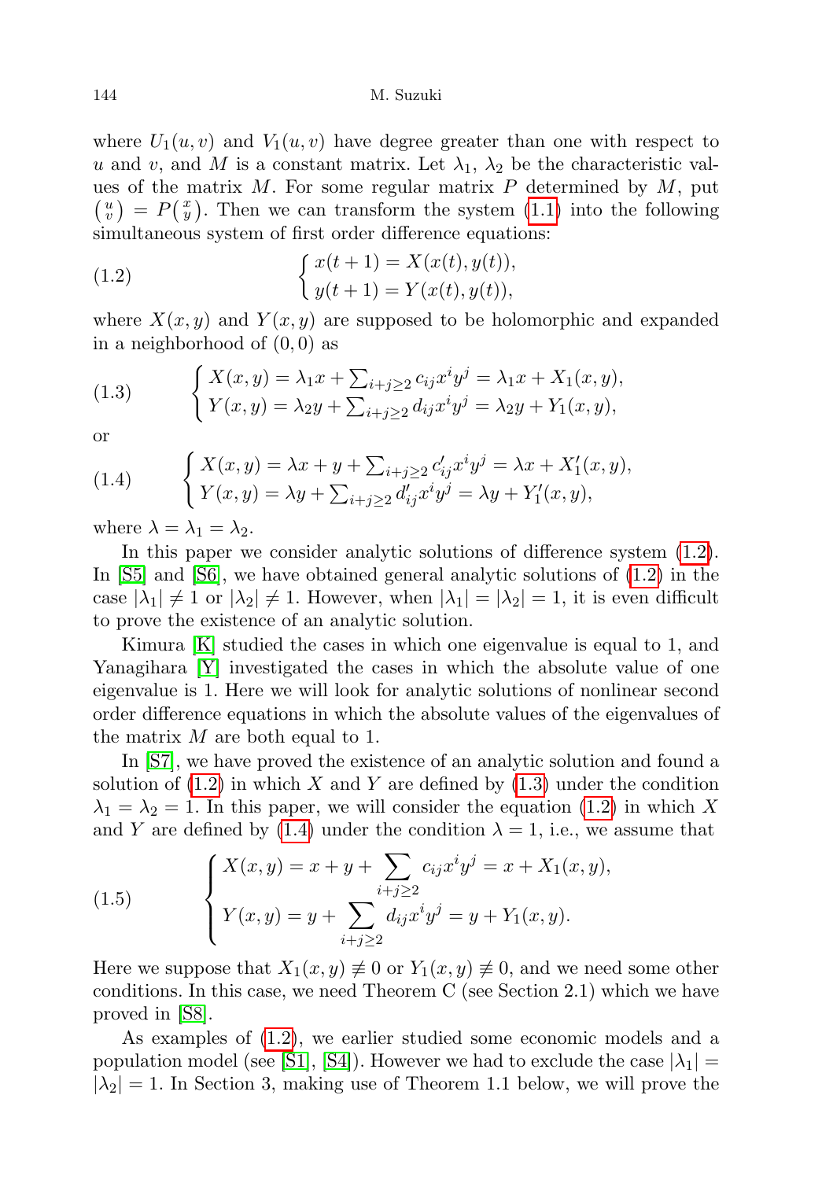where $U_1(u,v)$ and $V_1(u,v)$ have degree greater than one with respect to $u$ and $v$, and $M$ is a constant matrix. Let $\lambda_1$, $\lambda_2$ be the characteristic values of the matrix $M$. For some regular matrix $P$ determined by $M$, put $\binom{u}{v} = P\binom{x}{y}$. Then we can transform the system (1.1) into the following simultaneous system of first order difference equations:

$$\begin{cases} x(t+1) = X(x(t), y(t)), \\ y(t+1) = Y(x(t), y(t)), \end{cases} \tag{1.2}$$

where $X(x,y)$ and $Y(x,y)$ are supposed to be holomorphic and expanded in a neighborhood of $(0,0)$ as

$$\begin{cases} X(x,y) = \lambda_1 x + \sum_{i+j\geq 2} c_{ij}x^i y^j = \lambda_1 x + X_1(x,y), \\ Y(x,y) = \lambda_2 y + \sum_{i+j\geq 2} d_{ij}x^i y^j = \lambda_2 y + Y_1(x,y), \end{cases} \tag{1.3}$$

or

$$\begin{cases} X(x,y) = \lambda x + y + \sum_{i+j\geq 2} c'_{ij}x^i y^j = \lambda x + X'_1(x,y), \\ Y(x,y) = \lambda y + \sum_{i+j\geq 2} d'_{ij}x^i y^j = \lambda y + Y'_1(x,y), \end{cases} \tag{1.4}$$

where $\lambda = \lambda_1 = \lambda_2$.

In this paper we consider analytic solutions of difference system (1.2). In [S5] and [S6], we have obtained general analytic solutions of (1.2) in the case $|\lambda_1| \neq 1$ or $|\lambda_2| \neq 1$. However, when $|\lambda_1| = |\lambda_2| = 1$, it is even difficult to prove the existence of an analytic solution.

Kimura [K] studied the cases in which one eigenvalue is equal to 1, and Yanagihara [Y] investigated the cases in which the absolute value of one eigenvalue is 1. Here we will look for analytic solutions of nonlinear second order difference equations in which the absolute values of the eigenvalues of the matrix $M$ are both equal to 1.

In [S7], we have proved the existence of an analytic solution and found a solution of (1.2) in which $X$ and $Y$ are defined by (1.3) under the condition $\lambda_1 = \lambda_2 = 1$. In this paper, we will consider the equation (1.2) in which $X$ and $Y$ are defined by (1.4) under the condition $\lambda = 1$, i.e., we assume that

$$\begin{cases} X(x,y) = x + y + \displaystyle\sum_{i+j\geq 2} c_{ij}x^i y^j = x + X_1(x,y), \\ Y(x,y) = y + \displaystyle\sum_{i+j\geq 2} d_{ij}x^i y^j = y + Y_1(x,y). \end{cases} \tag{1.5}$$

Here we suppose that $X_1(x,y) \not\equiv 0$ or $Y_1(x,y) \not\equiv 0$, and we need some other conditions. In this case, we need Theorem C (see Section 2.1) which we have proved in [S8].

As examples of (1.2), we earlier studied some economic models and a population model (see [S1], [S4]). However we had to exclude the case $|\lambda_1| = |\lambda_2| = 1$. In Section 3, making use of Theorem 1.1 below, we will prove the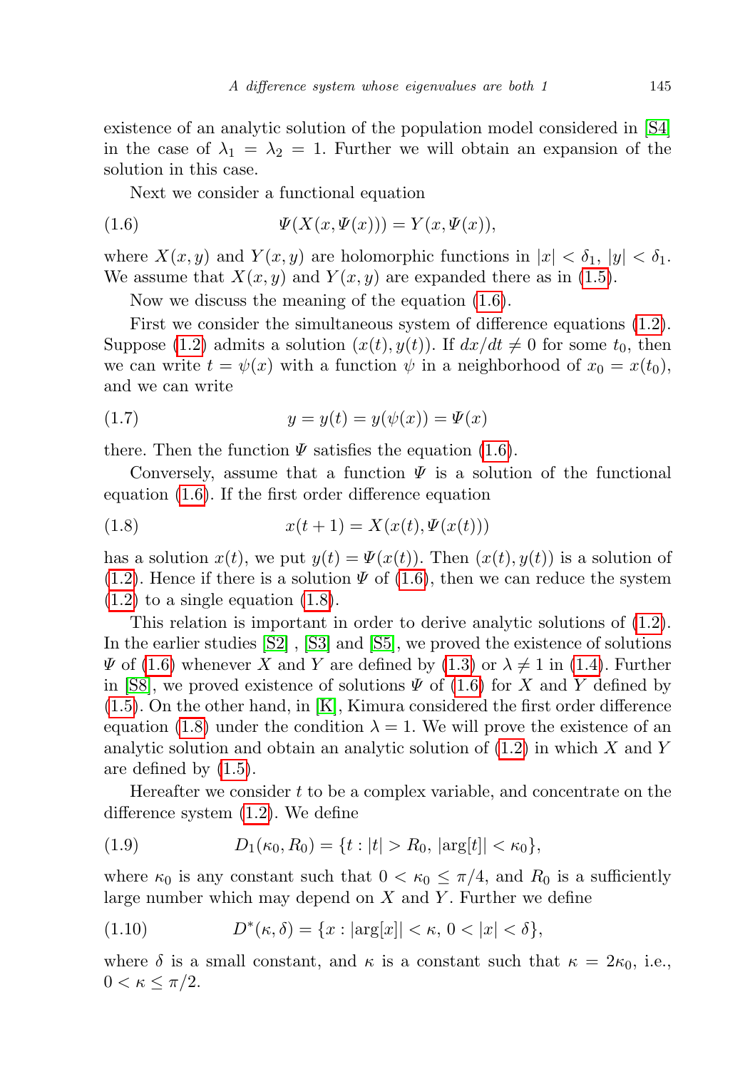existence of an analytic solution of the population model considered in [S4] in the case of $\lambda_1 = \lambda_2 = 1$. Further we will obtain an expansion of the solution in this case.

Next we consider a functional equation

$$\Psi(X(x, \Psi(x))) = Y(x, \Psi(x)), \tag{1.6}$$

where $X(x, y)$ and $Y(x, y)$ are holomorphic functions in $|x| < \delta_1$, $|y| < \delta_1$. We assume that $X(x, y)$ and $Y(x, y)$ are expanded there as in (1.5).

Now we discuss the meaning of the equation (1.6).

First we consider the simultaneous system of difference equations (1.2). Suppose (1.2) admits a solution $(x(t), y(t))$. If $dx/dt \neq 0$ for some $t_0$, then we can write $t = \psi(x)$ with a function $\psi$ in a neighborhood of $x_0 = x(t_0)$, and we can write

$$y = y(t) = y(\psi(x)) = \Psi(x) \tag{1.7}$$

there. Then the function $\Psi$ satisfies the equation (1.6).

Conversely, assume that a function $\Psi$ is a solution of the functional equation (1.6). If the first order difference equation

$$x(t + 1) = X(x(t), \Psi(x(t))) \tag{1.8}$$

has a solution $x(t)$, we put $y(t) = \Psi(x(t))$. Then $(x(t), y(t))$ is a solution of (1.2). Hence if there is a solution $\Psi$ of (1.6), then we can reduce the system (1.2) to a single equation (1.8).

This relation is important in order to derive analytic solutions of (1.2). In the earlier studies [S2] , [S3] and [S5], we proved the existence of solutions $\Psi$ of (1.6) whenever $X$ and $Y$ are defined by (1.3) or $\lambda \neq 1$ in (1.4). Further in [S8], we proved existence of solutions $\Psi$ of (1.6) for $X$ and $Y$ defined by (1.5). On the other hand, in [K], Kimura considered the first order difference equation (1.8) under the condition $\lambda = 1$. We will prove the existence of an analytic solution and obtain an analytic solution of (1.2) in which $X$ and $Y$ are defined by (1.5).

Hereafter we consider $t$ to be a complex variable, and concentrate on the difference system (1.2). We define

$$D_1(\kappa_0, R_0) = \{t : |t| > R_0, \, |\arg[t]| < \kappa_0\}, \tag{1.9}$$

where $\kappa_0$ is any constant such that $0 < \kappa_0 \leq \pi/4$, and $R_0$ is a sufficiently large number which may depend on $X$ and $Y$. Further we define

$$D^*(\kappa, \delta) = \{x : |\arg[x]| < \kappa, \, 0 < |x| < \delta\}, \tag{1.10}$$

where $\delta$ is a small constant, and $\kappa$ is a constant such that $\kappa = 2\kappa_0$, i.e., $0 < \kappa \leq \pi/2$.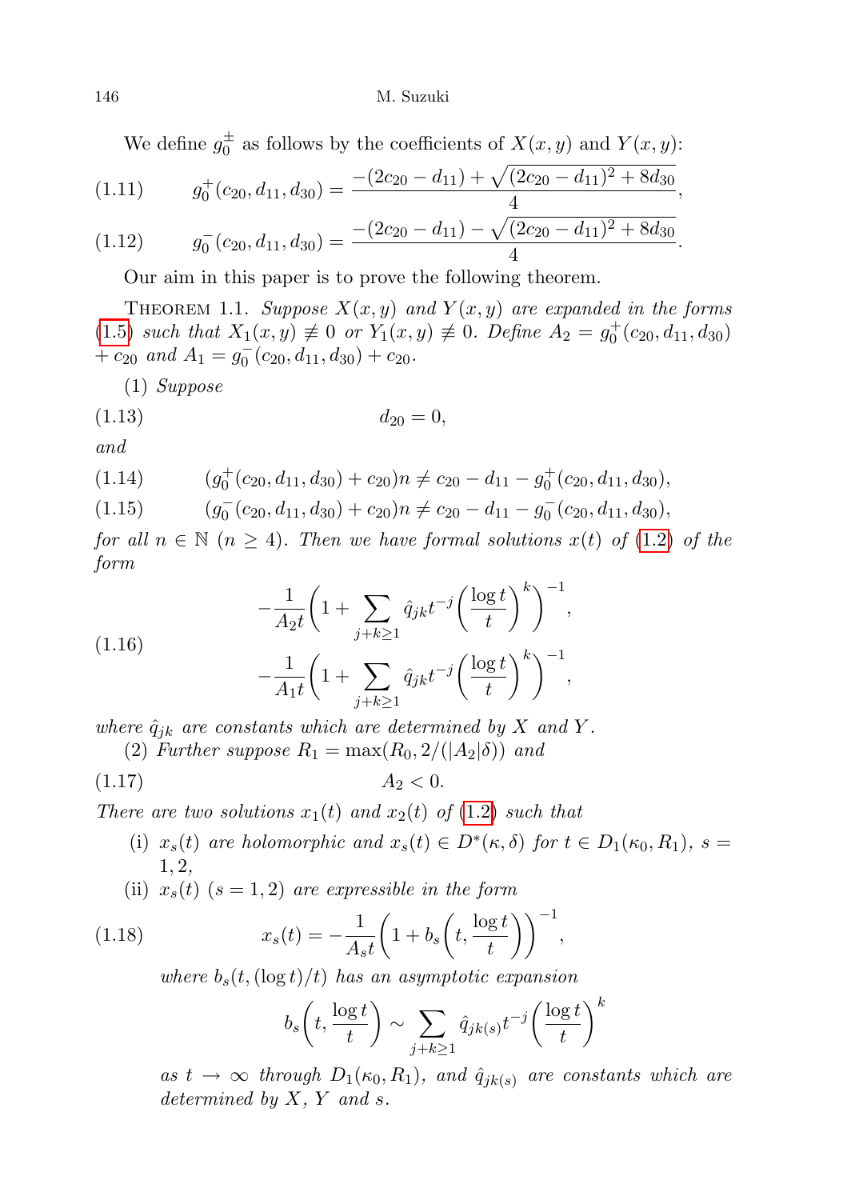We define $g_0^{\pm}$ as follows by the coefficients of $X(x,y)$ and $Y(x,y)$:

$$g_0^+(c_{20}, d_{11}, d_{30}) = \frac{-(2c_{20} - d_{11}) + \sqrt{(2c_{20} - d_{11})^2 + 8d_{30}}}{4}, \tag{1.11}$$

$$g_0^-(c_{20}, d_{11}, d_{30}) = \frac{-(2c_{20} - d_{11}) - \sqrt{(2c_{20} - d_{11})^2 + 8d_{30}}}{4}. \tag{1.12}$$

Our aim in this paper is to prove the following theorem.

THEOREM 1.1. *Suppose $X(x,y)$ and $Y(x,y)$ are expanded in the forms (1.5) such that $X_1(x,y) \not\equiv 0$ or $Y_1(x,y) \not\equiv 0$. Define $A_2 = g_0^+(c_{20}, d_{11}, d_{30}) + c_{20}$ and $A_1 = g_0^-(c_{20}, d_{11}, d_{30}) + c_{20}$.*

(1) *Suppose*

$$d_{20} = 0, \tag{1.13}$$

*and*

$$(g_0^+(c_{20}, d_{11}, d_{30}) + c_{20})n \neq c_{20} - d_{11} - g_0^+(c_{20}, d_{11}, d_{30}), \tag{1.14}$$

$$(g_0^-(c_{20}, d_{11}, d_{30}) + c_{20})n \neq c_{20} - d_{11} - g_0^-(c_{20}, d_{11}, d_{30}), \tag{1.15}$$

*for all $n \in \mathbb{N}$ ($n \geq 4$). Then we have formal solutions $x(t)$ of (1.2) of the form*

$$\begin{aligned} &-\frac{1}{A_2 t}\left(1 + \sum_{j+k \geq 1} \hat{q}_{jk} t^{-j} \left(\frac{\log t}{t}\right)^k\right)^{-1}, \\ &-\frac{1}{A_1 t}\left(1 + \sum_{j+k \geq 1} \hat{q}_{jk} t^{-j} \left(\frac{\log t}{t}\right)^k\right)^{-1}, \end{aligned} \tag{1.16}$$

*where $\hat{q}_{jk}$ are constants which are determined by $X$ and $Y$.*

(2) *Further suppose $R_1 = \max(R_0, 2/(|A_2|\delta))$ and*

$$A_2 < 0. \tag{1.17}$$

*There are two solutions $x_1(t)$ and $x_2(t)$ of (1.2) such that*

- (i) *$x_s(t)$ are holomorphic and $x_s(t) \in D^*(\kappa, \delta)$ for $t \in D_1(\kappa_0, R_1)$, $s = 1, 2$,*
- (ii) *$x_s(t)$ ($s = 1, 2$) are expressible in the form*

$$x_s(t) = -\frac{1}{A_s t}\left(1 + b_s\left(t, \frac{\log t}{t}\right)\right)^{-1}, \tag{1.18}$$

*where $b_s(t, (\log t)/t)$ has an asymptotic expansion*

$$b_s\left(t, \frac{\log t}{t}\right) \sim \sum_{j+k \geq 1} \hat{q}_{jk(s)} t^{-j} \left(\frac{\log t}{t}\right)^k$$

*as $t \to \infty$ through $D_1(\kappa_0, R_1)$, and $\hat{q}_{jk(s)}$ are constants which are determined by $X$, $Y$ and $s$.*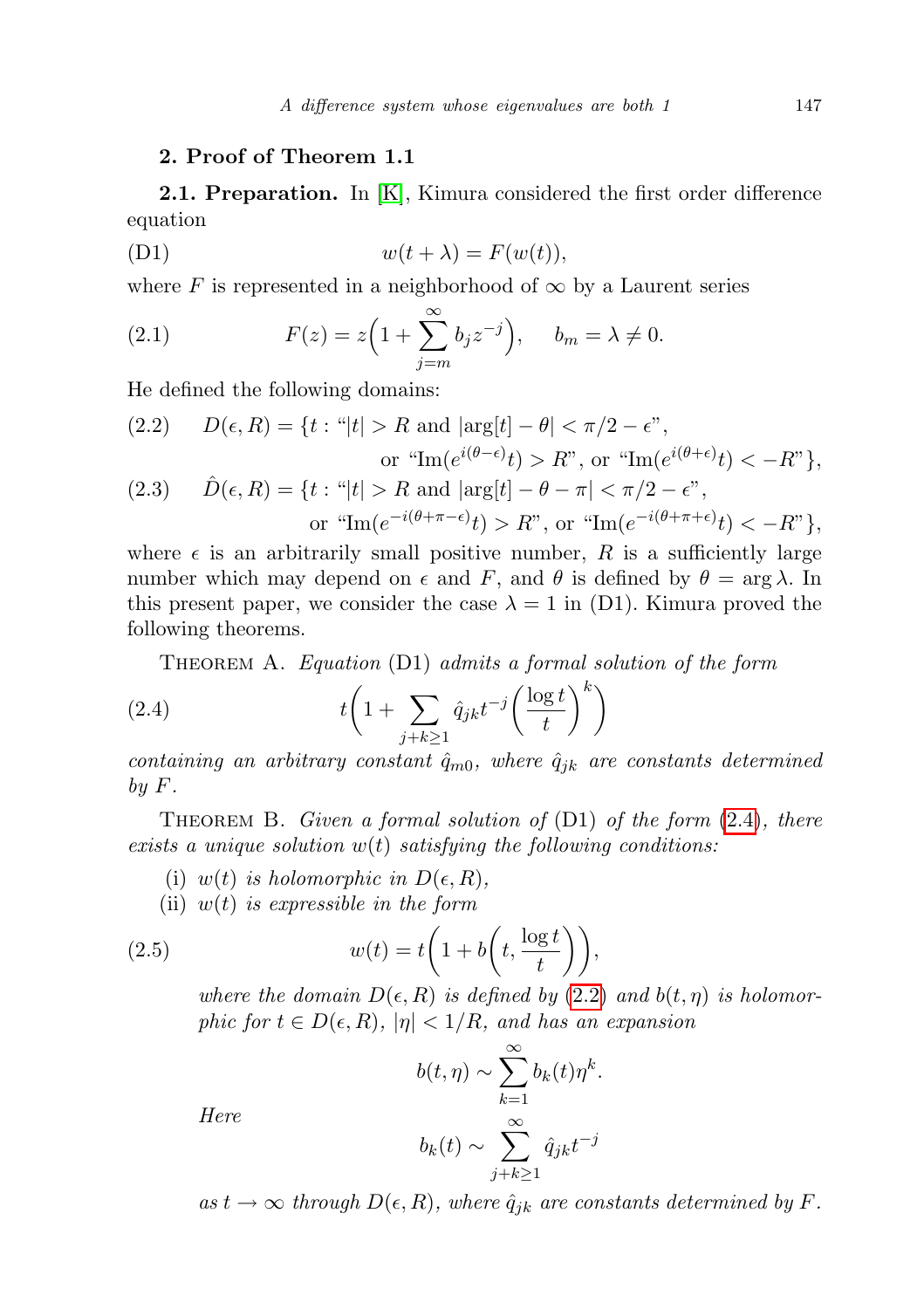## 2. Proof of Theorem 1.1

**2.1. Preparation.** In [K], Kimura considered the first order difference equation

$$w(t+\lambda) = F(w(t)), \tag{D1}$$

where $F$ is represented in a neighborhood of $\infty$ by a Laurent series

$$F(z) = z\Big(1 + \sum_{j=m}^{\infty} b_j z^{-j}\Big), \qquad b_m = \lambda \neq 0. \tag{2.1}$$

He defined the following domains:

$$D(\epsilon, R) = \{t : \text{“}|t| > R \text{ and } |\arg[t] - \theta| < \pi/2 - \epsilon\text{”}, \text{ or “}\mathrm{Im}(e^{i(\theta-\epsilon)}t) > R\text{”, or “}\mathrm{Im}(e^{i(\theta+\epsilon)}t) < -R\text{”}\}, \tag{2.2}$$

$$\hat{D}(\epsilon, R) = \{t : \text{“}|t| > R \text{ and } |\arg[t] - \theta - \pi| < \pi/2 - \epsilon\text{”}, \text{ or “}\mathrm{Im}(e^{-i(\theta+\pi-\epsilon)}t) > R\text{”, or “}\mathrm{Im}(e^{-i(\theta+\pi+\epsilon)}t) < -R\text{”}\}, \tag{2.3}$$

where $\epsilon$ is an arbitrarily small positive number, $R$ is a sufficiently large number which may depend on $\epsilon$ and $F$, and $\theta$ is defined by $\theta = \arg \lambda$. In this present paper, we consider the case $\lambda = 1$ in (D1). Kimura proved the following theorems.

THEOREM A. *Equation* (D1) *admits a formal solution of the form*

$$t\bigg(1 + \sum_{j+k\geq 1} \hat{q}_{jk} t^{-j} \Big(\frac{\log t}{t}\Big)^k\bigg) \tag{2.4}$$

*containing an arbitrary constant* $\hat{q}_{m0}$, *where* $\hat{q}_{jk}$ *are constants determined by* $F$.

THEOREM B. *Given a formal solution of* (D1) *of the form* (2.4), *there exists a unique solution* $w(t)$ *satisfying the following conditions:*

(i) $w(t)$ *is holomorphic in* $D(\epsilon, R)$,

(ii) $w(t)$ *is expressible in the form*

$$w(t) = t\bigg(1 + b\Big(t, \frac{\log t}{t}\Big)\bigg), \tag{2.5}$$

*where the domain* $D(\epsilon, R)$ *is defined by* (2.2) *and* $b(t, \eta)$ *is holomorphic for* $t \in D(\epsilon, R)$, $|\eta| < 1/R$, *and has an expansion*

$$b(t, \eta) \sim \sum_{k=1}^{\infty} b_k(t) \eta^k.$$

*Here*

$$b_k(t) \sim \sum_{j+k\geq 1}^{\infty} \hat{q}_{jk} t^{-j}$$

*as* $t \to \infty$ *through* $D(\epsilon, R)$, *where* $\hat{q}_{jk}$ *are constants determined by* $F$.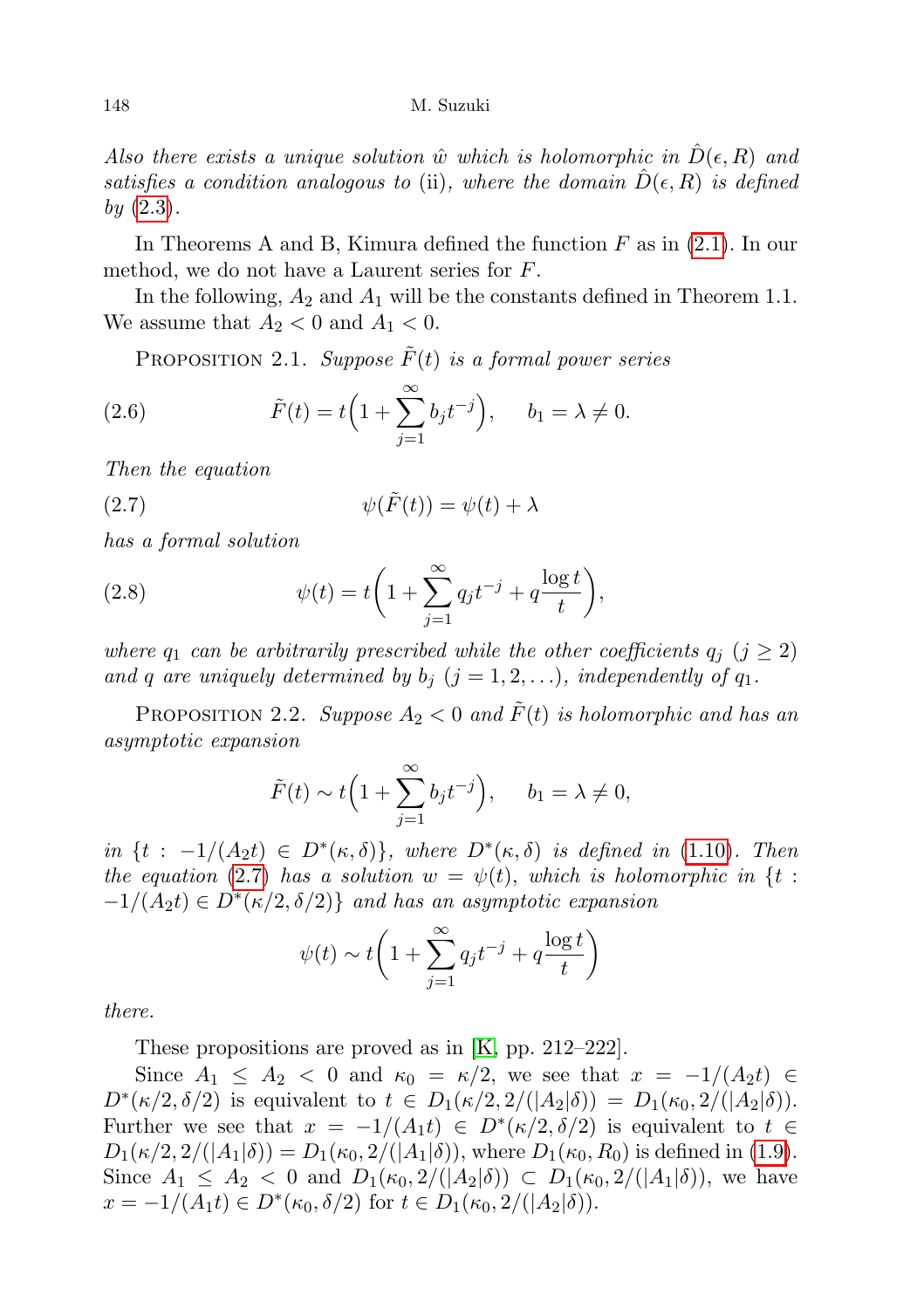*Also there exists a unique solution $\hat{w}$ which is holomorphic in $\hat{D}(\epsilon, R)$ and satisfies a condition analogous to* (ii)*, where the domain $\hat{D}(\epsilon, R)$ is defined by* (2.3)*.*

In Theorems A and B, Kimura defined the function $F$ as in (2.1). In our method, we do not have a Laurent series for $F$.

In the following, $A_2$ and $A_1$ will be the constants defined in Theorem 1.1. We assume that $A_2 < 0$ and $A_1 < 0$.

PROPOSITION 2.1. *Suppose $\tilde{F}(t)$ is a formal power series*

$$\tilde{F}(t) = t\Big(1 + \sum_{j=1}^{\infty} b_j t^{-j}\Big), \qquad b_1 = \lambda \neq 0. \tag{2.6}$$

*Then the equation*

$$\psi(\tilde{F}(t)) = \psi(t) + \lambda \tag{2.7}$$

*has a formal solution*

$$\psi(t) = t\bigg(1 + \sum_{j=1}^{\infty} q_j t^{-j} + q\frac{\log t}{t}\bigg), \tag{2.8}$$

*where $q_1$ can be arbitrarily prescribed while the other coefficients $q_j$ $(j \geq 2)$ and $q$ are uniquely determined by $b_j$ $(j = 1, 2, \ldots)$, independently of $q_1$.*

PROPOSITION 2.2. *Suppose $A_2 < 0$ and $\tilde{F}(t)$ is holomorphic and has an asymptotic expansion*

$$\tilde{F}(t) \sim t\Big(1 + \sum_{j=1}^{\infty} b_j t^{-j}\Big), \qquad b_1 = \lambda \neq 0,$$

*in $\{t : -1/(A_2 t) \in D^*(\kappa, \delta)\}$, where $D^*(\kappa, \delta)$ is defined in* (1.10)*. Then the equation* (2.7) *has a solution $w = \psi(t)$, which is holomorphic in $\{t : -1/(A_2 t) \in D^*(\kappa/2, \delta/2)\}$ and has an asymptotic expansion*

$$\psi(t) \sim t\bigg(1 + \sum_{j=1}^{\infty} q_j t^{-j} + q\frac{\log t}{t}\bigg)$$

*there.*

These propositions are proved as in [K, pp. 212–222].

Since $A_1 \leq A_2 < 0$ and $\kappa_0 = \kappa/2$, we see that $x = -1/(A_2 t) \in D^*(\kappa/2, \delta/2)$ is equivalent to $t \in D_1(\kappa/2, 2/(|A_2|\delta)) = D_1(\kappa_0, 2/(|A_2|\delta))$. Further we see that $x = -1/(A_1 t) \in D^*(\kappa/2, \delta/2)$ is equivalent to $t \in D_1(\kappa/2, 2/(|A_1|\delta)) = D_1(\kappa_0, 2/(|A_1|\delta))$, where $D_1(\kappa_0, R_0)$ is defined in (1.9). Since $A_1 \leq A_2 < 0$ and $D_1(\kappa_0, 2/(|A_2|\delta)) \subset D_1(\kappa_0, 2/(|A_1|\delta))$, we have $x = -1/(A_1 t) \in D^*(\kappa_0, \delta/2)$ for $t \in D_1(\kappa_0, 2/(|A_2|\delta))$.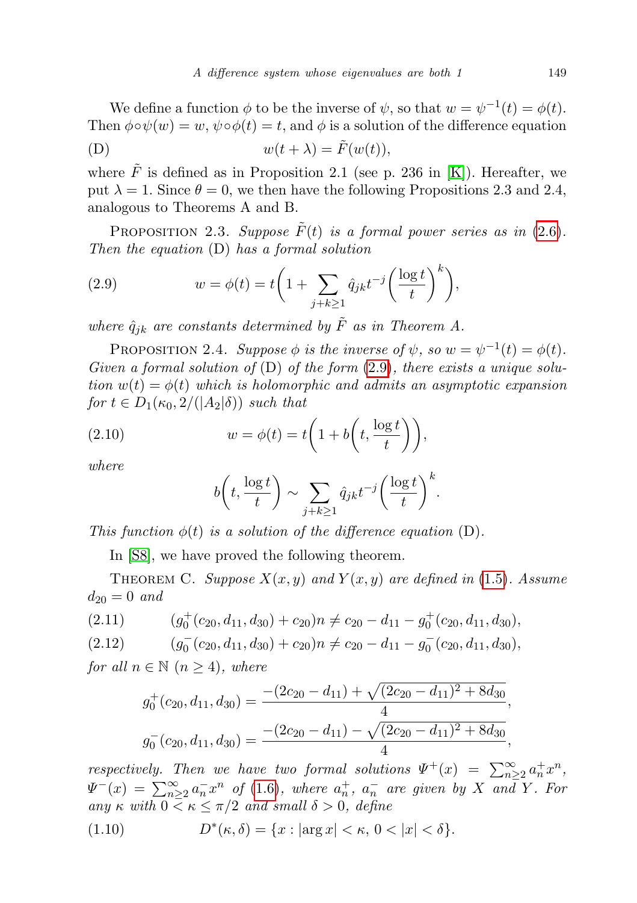We define a function $\phi$ to be the inverse of $\psi$, so that $w = \psi^{-1}(t) = \phi(t)$. Then $\phi \circ \psi(w) = w$, $\psi \circ \phi(t) = t$, and $\phi$ is a solution of the difference equation

$$\text{(D)} \qquad w(t+\lambda) = \tilde{F}(w(t)),$$

where $\tilde{F}$ is defined as in Proposition 2.1 (see p. 236 in [K]). Hereafter, we put $\lambda = 1$. Since $\theta = 0$, we then have the following Propositions 2.3 and 2.4, analogous to Theorems A and B.

Proposition 2.3. *Suppose $\tilde{F}(t)$ is a formal power series as in (2.6). Then the equation* (D) *has a formal solution*

$$w = \phi(t) = t\biggl(1 + \sum_{j+k\geq 1} \hat{q}_{jk} t^{-j} \biggl(\frac{\log t}{t}\biggr)^{k}\biggr), \tag{2.9}$$

*where $\hat{q}_{jk}$ are constants determined by $\tilde{F}$ as in Theorem A.*

Proposition 2.4. *Suppose $\phi$ is the inverse of $\psi$, so $w = \psi^{-1}(t) = \phi(t)$. Given a formal solution of* (D) *of the form* (2.9)*, there exists a unique solution $w(t) = \phi(t)$ which is holomorphic and admits an asymptotic expansion for $t \in D_1(\kappa_0, 2/(|A_2|\delta))$ such that*

$$w = \phi(t) = t\biggl(1 + b\biggl(t, \frac{\log t}{t}\biggr)\biggr), \tag{2.10}$$

*where*

$$b\biggl(t, \frac{\log t}{t}\biggr) \sim \sum_{j+k\geq 1} \hat{q}_{jk} t^{-j} \biggl(\frac{\log t}{t}\biggr)^{k}.$$

*This function $\phi(t)$ is a solution of the difference equation* (D).

In [S8], we have proved the following theorem.

Theorem C. *Suppose $X(x,y)$ and $Y(x,y)$ are defined in* (1.5)*. Assume $d_{20} = 0$ and*

$$(g_0^{+}(c_{20}, d_{11}, d_{30}) + c_{20})n \neq c_{20} - d_{11} - g_0^{+}(c_{20}, d_{11}, d_{30}), \tag{2.11}$$

$$(g_0^{-}(c_{20}, d_{11}, d_{30}) + c_{20})n \neq c_{20} - d_{11} - g_0^{-}(c_{20}, d_{11}, d_{30}), \tag{2.12}$$

*for all $n \in \mathbb{N}$ $(n \geq 4)$, where*

$$g_0^{+}(c_{20}, d_{11}, d_{30}) = \frac{-(2c_{20} - d_{11}) + \sqrt{(2c_{20} - d_{11})^2 + 8d_{30}}}{4},$$

$$g_0^{-}(c_{20}, d_{11}, d_{30}) = \frac{-(2c_{20} - d_{11}) - \sqrt{(2c_{20} - d_{11})^2 + 8d_{30}}}{4},$$

*respectively. Then we have two formal solutions $\Psi^{+}(x) = \sum_{n\geq 2}^{\infty} a_n^{+} x^n$, $\Psi^{-}(x) = \sum_{n\geq 2}^{\infty} a_n^{-} x^n$ of* (1.6)*, where $a_n^{+}$, $a_n^{-}$ are given by $X$ and $Y$. For any $\kappa$ with $0 < \kappa \leq \pi/2$ and small $\delta > 0$, define*

$$D^{*}(\kappa, \delta) = \{x : |\arg x| < \kappa,\ 0 < |x| < \delta\}. \tag{1.10}$$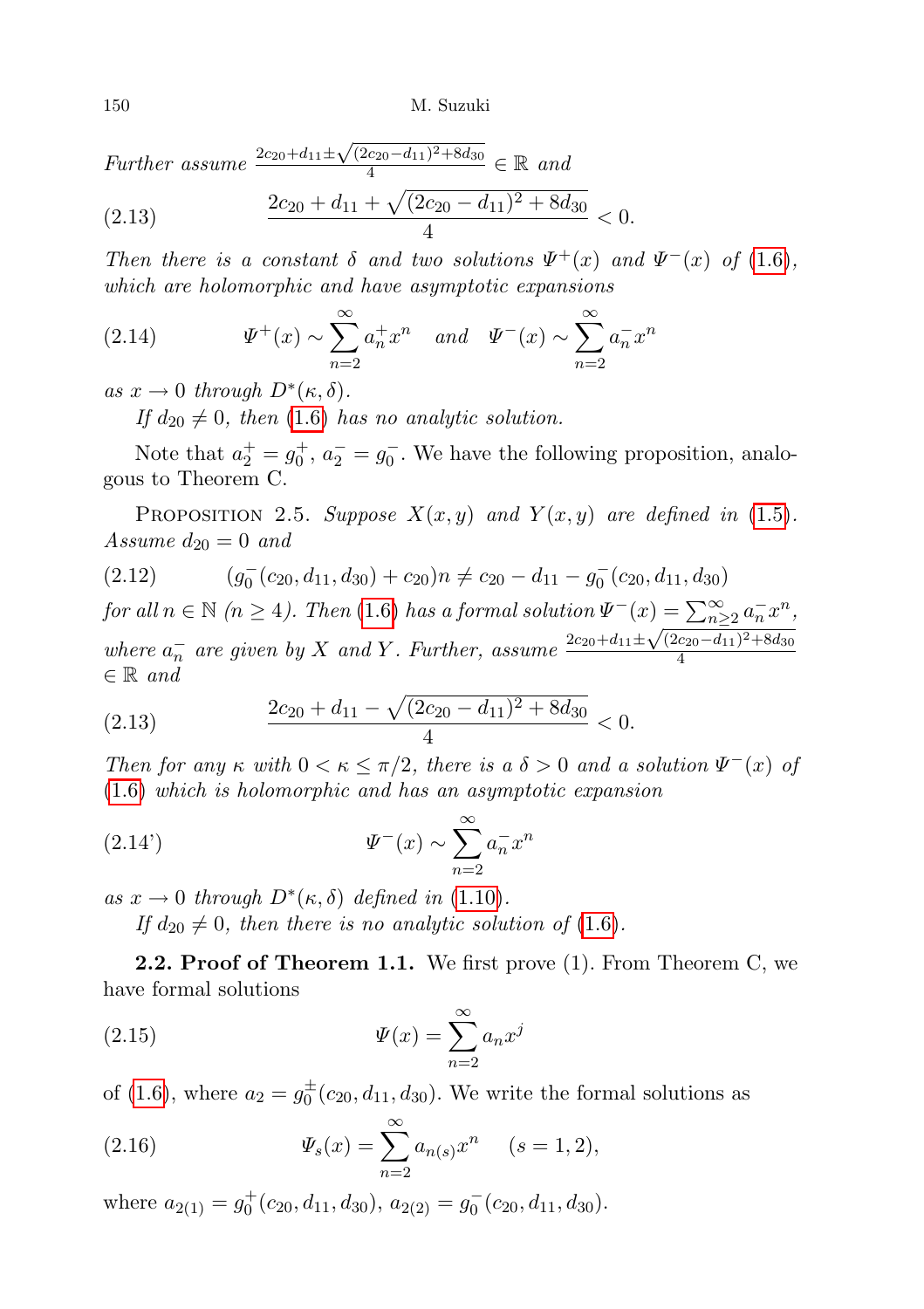*Further assume* $\frac{2c_{20}+d_{11}\pm\sqrt{(2c_{20}-d_{11})^2+8d_{30}}}{4}\in\mathbb{R}$ *and*

$$\frac{2c_{20}+d_{11}+\sqrt{(2c_{20}-d_{11})^2+8d_{30}}}{4}<0. \tag{2.13}$$

*Then there is a constant* $\delta$ *and two solutions* $\Psi^+(x)$ *and* $\Psi^-(x)$ *of* (1.6), *which are holomorphic and have asymptotic expansions*

$$\Psi^+(x)\sim\sum_{n=2}^{\infty}a_n^+x^n \quad \textit{and} \quad \Psi^-(x)\sim\sum_{n=2}^{\infty}a_n^-x^n \tag{2.14}$$

*as* $x\to 0$ *through* $D^*(\kappa,\delta)$.

*If* $d_{20}\neq 0$, *then* (1.6) *has no analytic solution.*

Note that $a_2^+=g_0^+$, $a_2^-=g_0^-$. We have the following proposition, analogous to Theorem C.

Proposition 2.5. *Suppose* $X(x,y)$ *and* $Y(x,y)$ *are defined in* (1.5). *Assume* $d_{20}=0$ *and*

$$(g_0^-(c_{20},d_{11},d_{30})+c_{20})n\neq c_{20}-d_{11}-g_0^-(c_{20},d_{11},d_{30}) \tag{2.12}$$

*for all* $n\in\mathbb{N}$ $(n\geq 4)$. *Then* (1.6) *has a formal solution* $\Psi^-(x)=\sum_{n\geq 2}^{\infty}a_n^-x^n$, *where* $a_n^-$ *are given by* $X$ *and* $Y$. *Further, assume* $\frac{2c_{20}+d_{11}\pm\sqrt{(2c_{20}-d_{11})^2+8d_{30}}}{4}$ $\in\mathbb{R}$ *and*

$$\frac{2c_{20}+d_{11}-\sqrt{(2c_{20}-d_{11})^2+8d_{30}}}{4}<0. \tag{2.13}$$

*Then for any* $\kappa$ *with* $0<\kappa\leq\pi/2$, *there is a* $\delta>0$ *and a solution* $\Psi^-(x)$ *of* (1.6) *which is holomorphic and has an asymptotic expansion*

$$\Psi^-(x)\sim\sum_{n=2}^{\infty}a_n^-x^n \tag{2.14'}$$

*as* $x\to 0$ *through* $D^*(\kappa,\delta)$ *defined in* (1.10).

*If* $d_{20}\neq 0$, *then there is no analytic solution of* (1.6).

**2.2. Proof of Theorem 1.1.** We first prove (1). From Theorem C, we have formal solutions

$$\Psi(x)=\sum_{n=2}^{\infty}a_nx^j \tag{2.15}$$

of (1.6), where $a_2=g_0^{\pm}(c_{20},d_{11},d_{30})$. We write the formal solutions as

$$\Psi_s(x)=\sum_{n=2}^{\infty}a_{n(s)}x^n \quad (s=1,2), \tag{2.16}$$

where $a_{2(1)}=g_0^+(c_{20},d_{11},d_{30})$, $a_{2(2)}=g_0^-(c_{20},d_{11},d_{30})$.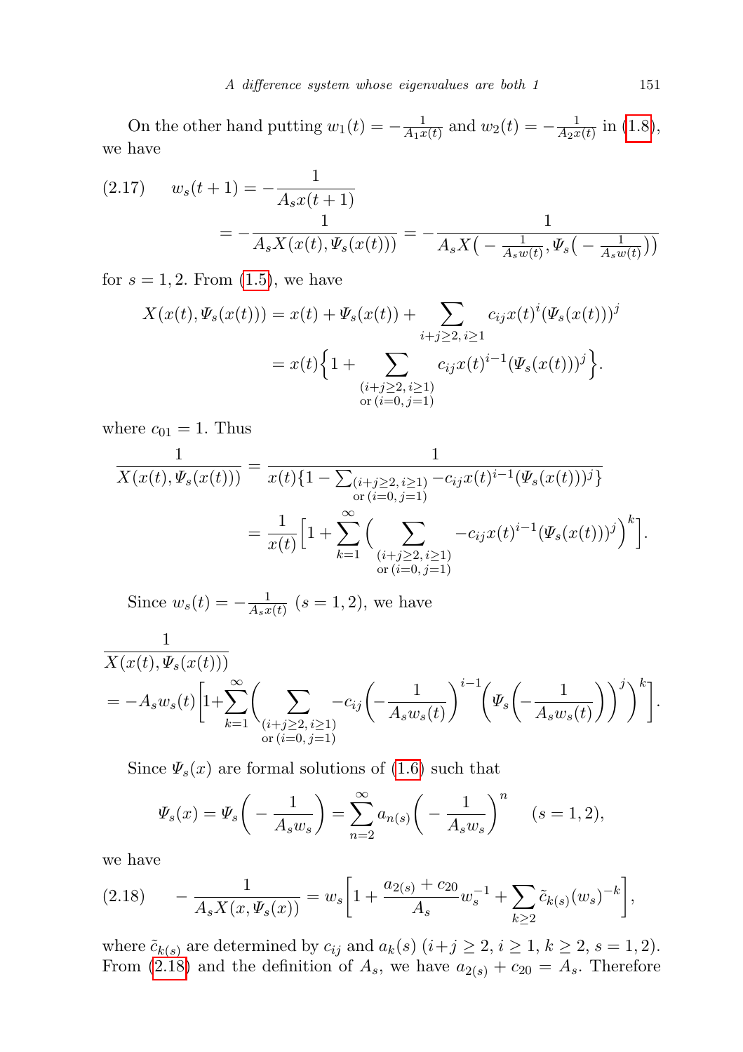On the other hand putting $w_1(t) = -\frac{1}{A_1 x(t)}$ and $w_2(t) = -\frac{1}{A_2 x(t)}$ in (1.8), we have

$$
\begin{aligned}
(2.17)\qquad w_s(t+1) &= -\frac{1}{A_s x(t+1)} \\
&= -\frac{1}{A_s X(x(t), \Psi_s(x(t)))} = -\frac{1}{A_s X\big(-\frac{1}{A_s w(t)}, \Psi_s\big(-\frac{1}{A_s w(t)}\big)\big)}
\end{aligned}
$$

for $s = 1, 2$. From (1.5), we have

$$
\begin{aligned}
X(x(t), \Psi_s(x(t))) &= x(t) + \Psi_s(x(t)) + \sum_{i+j\geq 2,\, i\geq 1} c_{ij} x(t)^i (\Psi_s(x(t)))^j \\
&= x(t)\Big\{1 + \sum_{\substack{(i+j\geq 2,\, i\geq 1) \\ \text{or } (i=0,\, j=1)}} c_{ij} x(t)^{i-1} (\Psi_s(x(t)))^j\Big\}.
\end{aligned}
$$

where $c_{01} = 1$. Thus

$$
\begin{aligned}
\frac{1}{X(x(t), \Psi_s(x(t)))} &= \frac{1}{x(t)\{1 - \sum_{\substack{(i+j\geq 2,\, i\geq 1) \\ \text{or } (i=0,\, j=1)}} -c_{ij} x(t)^{i-1} (\Psi_s(x(t)))^j\}} \\
&= \frac{1}{x(t)}\Big[1 + \sum_{k=1}^{\infty}\Big(\sum_{\substack{(i+j\geq 2,\, i\geq 1) \\ \text{or } (i=0,\, j=1)}} -c_{ij} x(t)^{i-1} (\Psi_s(x(t)))^j\Big)^k\Big].
\end{aligned}
$$

Since $w_s(t) = -\frac{1}{A_s x(t)}$ $(s = 1, 2)$, we have

$$
\begin{aligned}
&\frac{1}{X(x(t), \Psi_s(x(t)))} \\
&= -A_s w_s(t)\Big[1 + \sum_{k=1}^{\infty}\Big(\sum_{\substack{(i+j\geq 2,\, i\geq 1) \\ \text{or } (i=0,\, j=1)}} -c_{ij}\Big(-\frac{1}{A_s w_s(t)}\Big)^{i-1}\Big(\Psi_s\Big(-\frac{1}{A_s w_s(t)}\Big)\Big)^j\Big)^k\Big].
\end{aligned}
$$

Since $\Psi_s(x)$ are formal solutions of (1.6) such that

$$
\Psi_s(x) = \Psi_s\Big(-\frac{1}{A_s w_s}\Big) = \sum_{n=2}^{\infty} a_{n(s)}\Big(-\frac{1}{A_s w_s}\Big)^n \qquad (s = 1, 2),
$$

we have

$$
(2.18)\qquad -\frac{1}{A_s X(x, \Psi_s(x))} = w_s\Big[1 + \frac{a_{2(s)} + c_{20}}{A_s} w_s^{-1} + \sum_{k\geq 2} \tilde{c}_{k(s)} (w_s)^{-k}\Big],
$$

where $\tilde{c}_{k(s)}$ are determined by $c_{ij}$ and $a_k(s)$ $(i+j \geq 2,\, i \geq 1,\, k \geq 2,\, s = 1, 2)$. From (2.18) and the definition of $A_s$, we have $a_{2(s)} + c_{20} = A_s$. Therefore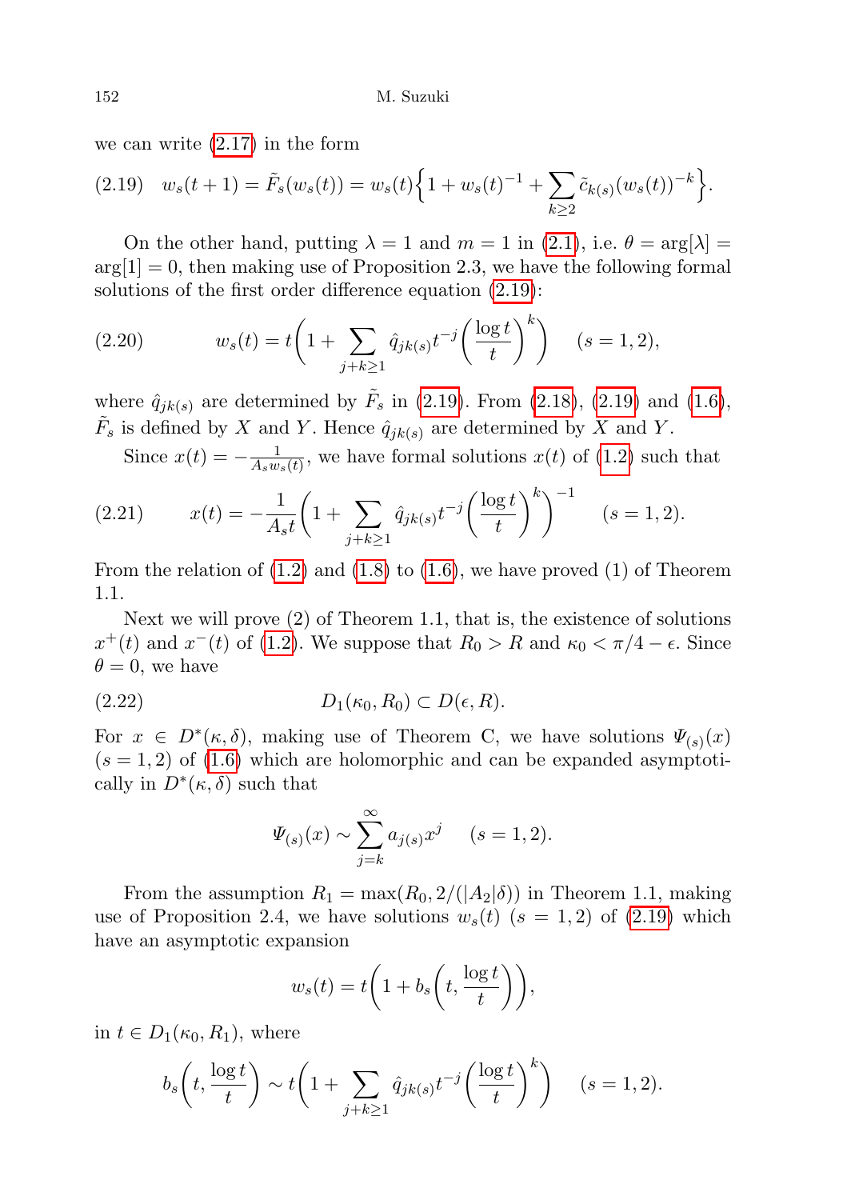we can write (2.17) in the form

$$
(2.19) \quad w_s(t+1) = \tilde{F}_s(w_s(t)) = w_s(t)\Big\{1 + w_s(t)^{-1} + \sum_{k\geq 2} \tilde{c}_{k(s)}(w_s(t))^{-k}\Big\}.
$$

On the other hand, putting $\lambda = 1$ and $m = 1$ in (2.1), i.e. $\theta = \arg[\lambda] = \arg[1] = 0$, then making use of Proposition 2.3, we have the following formal solutions of the first order difference equation (2.19):

$$
(2.20) \qquad w_s(t) = t\bigg(1 + \sum_{j+k\geq 1} \hat{q}_{jk(s)} t^{-j}\Big(\frac{\log t}{t}\Big)^k\bigg) \quad (s = 1, 2),
$$

where $\hat{q}_{jk(s)}$ are determined by $\tilde{F}_s$ in (2.19). From (2.18), (2.19) and (1.6), $\tilde{F}_s$ is defined by $X$ and $Y$. Hence $\hat{q}_{jk(s)}$ are determined by $X$ and $Y$.

Since $x(t) = -\frac{1}{A_s w_s(t)}$, we have formal solutions $x(t)$ of (1.2) such that

$$
(2.21) \qquad x(t) = -\frac{1}{A_s t}\bigg(1 + \sum_{j+k\geq 1} \hat{q}_{jk(s)} t^{-j}\Big(\frac{\log t}{t}\Big)^k\bigg)^{-1} \quad (s = 1, 2).
$$

From the relation of (1.2) and (1.8) to (1.6), we have proved (1) of Theorem 1.1.

Next we will prove (2) of Theorem 1.1, that is, the existence of solutions $x^+(t)$ and $x^-(t)$ of (1.2). We suppose that $R_0 > R$ and $\kappa_0 < \pi/4 - \epsilon$. Since $\theta = 0$, we have

$$
(2.22) \qquad D_1(\kappa_0, R_0) \subset D(\epsilon, R).
$$

For $x \in D^*(\kappa, \delta)$, making use of Theorem C, we have solutions $\Psi_{(s)}(x)$ $(s = 1, 2)$ of (1.6) which are holomorphic and can be expanded asymptotically in $D^*(\kappa, \delta)$ such that

$$
\Psi_{(s)}(x) \sim \sum_{j=k}^{\infty} a_{j(s)} x^j \quad (s = 1, 2).
$$

From the assumption $R_1 = \max(R_0, 2/(|A_2|\delta))$ in Theorem 1.1, making use of Proposition 2.4, we have solutions $w_s(t)$ $(s = 1, 2)$ of (2.19) which have an asymptotic expansion

$$
w_s(t) = t\bigg(1 + b_s\Big(t, \frac{\log t}{t}\Big)\bigg),
$$

in $t \in D_1(\kappa_0, R_1)$, where

$$
b_s\Big(t, \frac{\log t}{t}\Big) \sim t\bigg(1 + \sum_{j+k\geq 1} \hat{q}_{jk(s)} t^{-j}\Big(\frac{\log t}{t}\Big)^k\bigg) \quad (s = 1, 2).
$$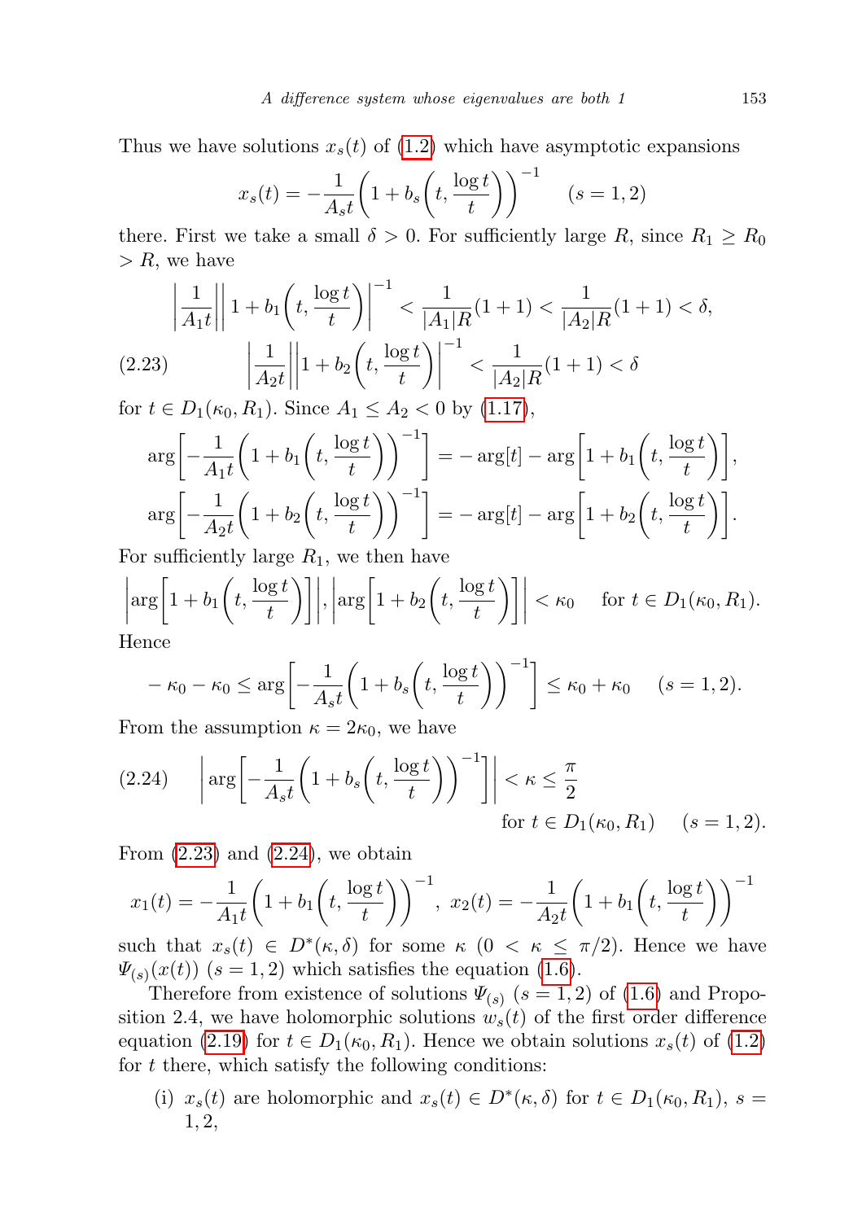Thus we have solutions $x_s(t)$ of (1.2) which have asymptotic expansions

$$x_s(t) = -\frac{1}{A_s t}\left(1 + b_s\left(t, \frac{\log t}{t}\right)\right)^{-1} \qquad (s = 1, 2)$$

there. First we take a small $\delta > 0$. For sufficiently large $R$, since $R_1 \geq R_0 > R$, we have

$$\left|\frac{1}{A_1 t}\right|\left|1 + b_1\left(t, \frac{\log t}{t}\right)\right|^{-1} < \frac{1}{|A_1|R}(1+1) < \frac{1}{|A_2|R}(1+1) < \delta,$$

$$\left|\frac{1}{A_2 t}\right|\left|1 + b_2\left(t, \frac{\log t}{t}\right)\right|^{-1} < \frac{1}{|A_2|R}(1+1) < \delta \tag{2.23}$$

for $t \in D_1(\kappa_0, R_1)$. Since $A_1 \leq A_2 < 0$ by (1.17),

$$\arg\left[-\frac{1}{A_1 t}\left(1 + b_1\left(t, \frac{\log t}{t}\right)\right)^{-1}\right] = -\arg[t] - \arg\left[1 + b_1\left(t, \frac{\log t}{t}\right)\right],$$

$$\arg\left[-\frac{1}{A_2 t}\left(1 + b_2\left(t, \frac{\log t}{t}\right)\right)^{-1}\right] = -\arg[t] - \arg\left[1 + b_2\left(t, \frac{\log t}{t}\right)\right].$$

For sufficiently large $R_1$, we then have

$$\left|\arg\left[1 + b_1\left(t, \frac{\log t}{t}\right)\right]\right|, \left|\arg\left[1 + b_2\left(t, \frac{\log t}{t}\right)\right]\right| < \kappa_0 \quad \text{ for } t \in D_1(\kappa_0, R_1).$$

Hence

$$-\kappa_0 - \kappa_0 \leq \arg\left[-\frac{1}{A_s t}\left(1 + b_s\left(t, \frac{\log t}{t}\right)\right)^{-1}\right] \leq \kappa_0 + \kappa_0 \qquad (s = 1, 2).$$

From the assumption $\kappa = 2\kappa_0$, we have

$$\left|\arg\left[-\frac{1}{A_s t}\left(1 + b_s\left(t, \frac{\log t}{t}\right)\right)^{-1}\right]\right| < \kappa \leq \frac{\pi}{2} \qquad \text{for } t \in D_1(\kappa_0, R_1) \quad (s = 1, 2). \tag{2.24}$$

From (2.23) and (2.24), we obtain

$$x_1(t) = -\frac{1}{A_1 t}\left(1 + b_1\left(t, \frac{\log t}{t}\right)\right)^{-1}, \ x_2(t) = -\frac{1}{A_2 t}\left(1 + b_1\left(t, \frac{\log t}{t}\right)\right)^{-1}$$

such that $x_s(t) \in D^*(\kappa, \delta)$ for some $\kappa$ $(0 < \kappa \leq \pi/2)$. Hence we have $\Psi_{(s)}(x(t))$ $(s = 1, 2)$ which satisfies the equation (1.6).

Therefore from existence of solutions $\Psi_{(s)}$ $(s = 1, 2)$ of (1.6) and Proposition 2.4, we have holomorphic solutions $w_s(t)$ of the first order difference equation (2.19) for $t \in D_1(\kappa_0, R_1)$. Hence we obtain solutions $x_s(t)$ of (1.2) for $t$ there, which satisfy the following conditions:

(i) $x_s(t)$ are holomorphic and $x_s(t) \in D^*(\kappa, \delta)$ for $t \in D_1(\kappa_0, R_1)$, $s = 1, 2$,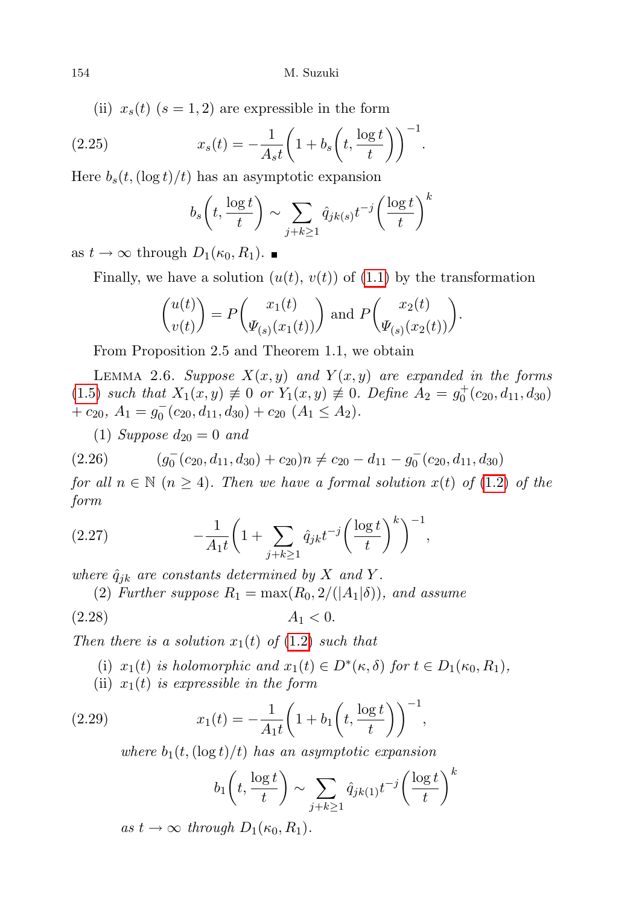(ii) $x_s(t)$ $(s = 1, 2)$ are expressible in the form

$$x_s(t) = -\frac{1}{A_s t}\left(1 + b_s\left(t, \frac{\log t}{t}\right)\right)^{-1}. \tag{2.25}$$

Here $b_s(t, (\log t)/t)$ has an asymptotic expansion

$$b_s\left(t, \frac{\log t}{t}\right) \sim \sum_{j+k\geq 1} \hat{q}_{jk(s)} t^{-j}\left(\frac{\log t}{t}\right)^k$$

as $t \to \infty$ through $D_1(\kappa_0, R_1)$. ■

Finally, we have a solution $(u(t), v(t))$ of (1.1) by the transformation

$$\begin{pmatrix} u(t) \\ v(t) \end{pmatrix} = P\begin{pmatrix} x_1(t) \\ \Psi_{(s)}(x_1(t)) \end{pmatrix} \text{ and } P\begin{pmatrix} x_2(t) \\ \Psi_{(s)}(x_2(t)) \end{pmatrix}.$$

From Proposition 2.5 and Theorem 1.1, we obtain

Lemma 2.6. *Suppose $X(x, y)$ and $Y(x, y)$ are expanded in the forms (1.5) such that $X_1(x, y) \not\equiv 0$ or $Y_1(x, y) \not\equiv 0$. Define $A_2 = g_0^+(c_{20}, d_{11}, d_{30}) + c_{20}$, $A_1 = g_0^-(c_{20}, d_{11}, d_{30}) + c_{20}$ $(A_1 \leq A_2)$.*

(1) *Suppose $d_{20} = 0$ and*

$$(g_0^-(c_{20}, d_{11}, d_{30}) + c_{20})n \neq c_{20} - d_{11} - g_0^-(c_{20}, d_{11}, d_{30}) \tag{2.26}$$

*for all $n \in \mathbb{N}$ $(n \geq 4)$. Then we have a formal solution $x(t)$ of (1.2) of the form*

$$-\frac{1}{A_1 t}\left(1 + \sum_{j+k\geq 1} \hat{q}_{jk} t^{-j}\left(\frac{\log t}{t}\right)^k\right)^{-1}, \tag{2.27}$$

*where $\hat{q}_{jk}$ are constants determined by $X$ and $Y$.*

(2) *Further suppose $R_1 = \max(R_0, 2/(|A_1|\delta))$, and assume*

$$A_1 < 0. \tag{2.28}$$

*Then there is a solution $x_1(t)$ of (1.2) such that*

(i) *$x_1(t)$ is holomorphic and $x_1(t) \in D^*(\kappa, \delta)$ for $t \in D_1(\kappa_0, R_1)$,*

(ii) *$x_1(t)$ is expressible in the form*

$$x_1(t) = -\frac{1}{A_1 t}\left(1 + b_1\left(t, \frac{\log t}{t}\right)\right)^{-1}, \tag{2.29}$$

*where $b_1(t, (\log t)/t)$ has an asymptotic expansion*

$$b_1\left(t, \frac{\log t}{t}\right) \sim \sum_{j+k\geq 1} \hat{q}_{jk(1)} t^{-j}\left(\frac{\log t}{t}\right)^k$$

*as $t \to \infty$ through $D_1(\kappa_0, R_1)$.*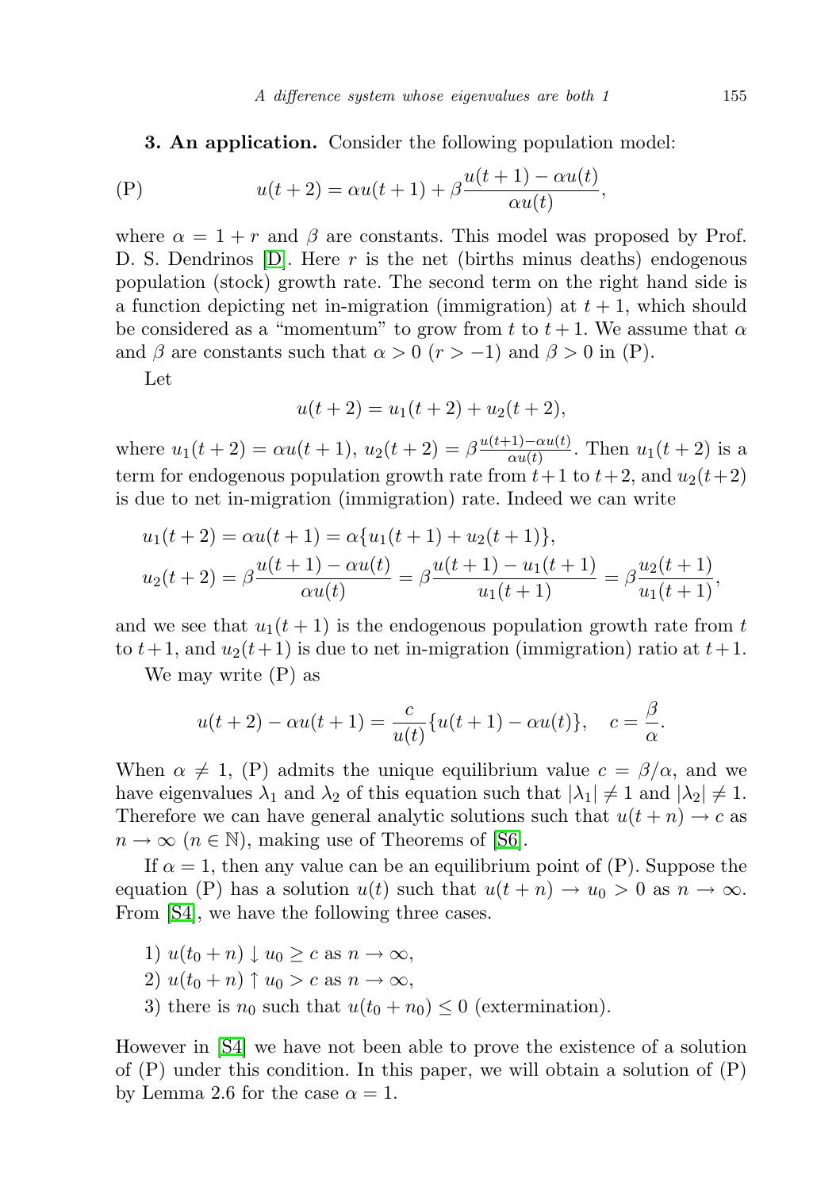**3. An application.** Consider the following population model:

$$u(t+2) = \alpha u(t+1) + \beta \frac{u(t+1) - \alpha u(t)}{\alpha u(t)}, \tag{P}$$

where $\alpha = 1 + r$ and $\beta$ are constants. This model was proposed by Prof. D. S. Dendrinos [D]. Here $r$ is the net (births minus deaths) endogenous population (stock) growth rate. The second term on the right hand side is a function depicting net in-migration (immigration) at $t+1$, which should be considered as a "momentum" to grow from $t$ to $t+1$. We assume that $\alpha$ and $\beta$ are constants such that $\alpha > 0$ ($r > -1$) and $\beta > 0$ in (P).

Let

$$u(t+2) = u_1(t+2) + u_2(t+2),$$

where $u_1(t+2) = \alpha u(t+1)$, $u_2(t+2) = \beta \frac{u(t+1) - \alpha u(t)}{\alpha u(t)}$. Then $u_1(t+2)$ is a term for endogenous population growth rate from $t+1$ to $t+2$, and $u_2(t+2)$ is due to net in-migration (immigration) rate. Indeed we can write

$$\begin{aligned}
u_1(t+2) &= \alpha u(t+1) = \alpha\{u_1(t+1) + u_2(t+1)\}, \\
u_2(t+2) &= \beta \frac{u(t+1) - \alpha u(t)}{\alpha u(t)} = \beta \frac{u(t+1) - u_1(t+1)}{u_1(t+1)} = \beta \frac{u_2(t+1)}{u_1(t+1)},
\end{aligned}$$

and we see that $u_1(t+1)$ is the endogenous population growth rate from $t$ to $t+1$, and $u_2(t+1)$ is due to net in-migration (immigration) ratio at $t+1$.

We may write (P) as

$$u(t+2) - \alpha u(t+1) = \frac{c}{u(t)}\{u(t+1) - \alpha u(t)\}, \quad c = \frac{\beta}{\alpha}.$$

When $\alpha \neq 1$, (P) admits the unique equilibrium value $c = \beta/\alpha$, and we have eigenvalues $\lambda_1$ and $\lambda_2$ of this equation such that $|\lambda_1| \neq 1$ and $|\lambda_2| \neq 1$. Therefore we can have general analytic solutions such that $u(t+n) \to c$ as $n \to \infty$ ($n \in \mathbb{N}$), making use of Theorems of [S6].

If $\alpha = 1$, then any value can be an equilibrium point of (P). Suppose the equation (P) has a solution $u(t)$ such that $u(t+n) \to u_0 > 0$ as $n \to \infty$. From [S4], we have the following three cases.

1) $u(t_0 + n) \downarrow u_0 \geq c$ as $n \to \infty$,
2) $u(t_0 + n) \uparrow u_0 > c$ as $n \to \infty$,
3) there is $n_0$ such that $u(t_0 + n_0) \leq 0$ (extermination).

However in [S4] we have not been able to prove the existence of a solution of (P) under this condition. In this paper, we will obtain a solution of (P) by Lemma 2.6 for the case $\alpha = 1$.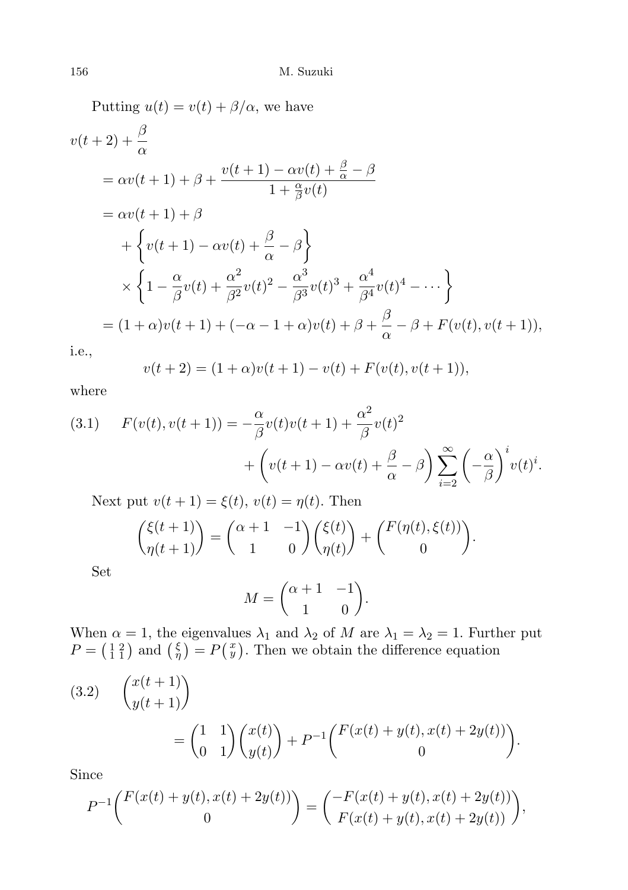Putting $u(t) = v(t) + \beta/\alpha$, we have

$$
\begin{aligned}
v(t+2) + \frac{\beta}{\alpha}
&= \alpha v(t+1) + \beta + \frac{v(t+1) - \alpha v(t) + \frac{\beta}{\alpha} - \beta}{1 + \frac{\alpha}{\beta} v(t)} \\
&= \alpha v(t+1) + \beta \\
&\quad + \left\{ v(t+1) - \alpha v(t) + \frac{\beta}{\alpha} - \beta \right\} \\
&\quad \times \left\{ 1 - \frac{\alpha}{\beta} v(t) + \frac{\alpha^2}{\beta^2} v(t)^2 - \frac{\alpha^3}{\beta^3} v(t)^3 + \frac{\alpha^4}{\beta^4} v(t)^4 - \cdots \right\} \\
&= (1+\alpha) v(t+1) + (-\alpha - 1 + \alpha) v(t) + \beta + \frac{\beta}{\alpha} - \beta + F(v(t), v(t+1)),
\end{aligned}
$$

i.e.,

$$
v(t+2) = (1+\alpha) v(t+1) - v(t) + F(v(t), v(t+1)),
$$

where

$$
\begin{aligned}
(3.1) \qquad F(v(t), v(t+1)) &= -\frac{\alpha}{\beta} v(t) v(t+1) + \frac{\alpha^2}{\beta} v(t)^2 \\
&\quad + \left( v(t+1) - \alpha v(t) + \frac{\beta}{\alpha} - \beta \right) \sum_{i=2}^{\infty} \left( -\frac{\alpha}{\beta} \right)^i v(t)^i.
\end{aligned}
$$

Next put $v(t+1) = \xi(t)$, $v(t) = \eta(t)$. Then

$$
\begin{pmatrix} \xi(t+1) \\ \eta(t+1) \end{pmatrix} = \begin{pmatrix} \alpha + 1 & -1 \\ 1 & 0 \end{pmatrix} \begin{pmatrix} \xi(t) \\ \eta(t) \end{pmatrix} + \begin{pmatrix} F(\eta(t), \xi(t)) \\ 0 \end{pmatrix}.
$$

Set

$$
M = \begin{pmatrix} \alpha + 1 & -1 \\ 1 & 0 \end{pmatrix}.
$$

When $\alpha = 1$, the eigenvalues $\lambda_1$ and $\lambda_2$ of $M$ are $\lambda_1 = \lambda_2 = 1$. Further put $P = \left(\begin{smallmatrix} 1 & 2 \\ 1 & 1 \end{smallmatrix}\right)$ and $\left(\begin{smallmatrix} \xi \\ \eta \end{smallmatrix}\right) = P \left(\begin{smallmatrix} x \\ y \end{smallmatrix}\right)$. Then we obtain the difference equation

$$
\begin{aligned}
(3.2) \qquad \begin{pmatrix} x(t+1) \\ y(t+1) \end{pmatrix}
&= \begin{pmatrix} 1 & 1 \\ 0 & 1 \end{pmatrix} \begin{pmatrix} x(t) \\ y(t) \end{pmatrix} + P^{-1} \begin{pmatrix} F(x(t) + y(t), x(t) + 2y(t)) \\ 0 \end{pmatrix}.
\end{aligned}
$$

Since

$$
P^{-1} \begin{pmatrix} F(x(t) + y(t), x(t) + 2y(t)) \\ 0 \end{pmatrix} = \begin{pmatrix} -F(x(t) + y(t), x(t) + 2y(t)) \\ F(x(t) + y(t), x(t) + 2y(t)) \end{pmatrix},
$$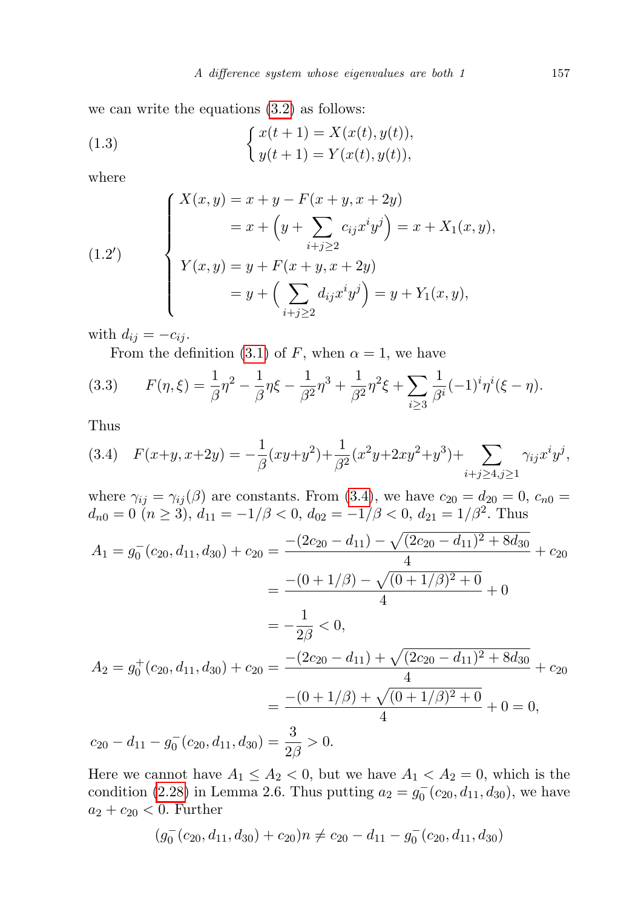we can write the equations (3.2) as follows:

$$
(1.3) \qquad \begin{cases} x(t+1) = X(x(t), y(t)), \\ y(t+1) = Y(x(t), y(t)), \end{cases}
$$

where

$$
(1.2') \qquad \begin{cases} X(x,y) = x + y - F(x+y, x+2y) \\ \qquad\qquad = x + \Big(y + \displaystyle\sum_{i+j\geq 2} c_{ij} x^i y^j\Big) = x + X_1(x,y), \\ Y(x,y) = y + F(x+y, x+2y) \\ \qquad\qquad = y + \Big(\displaystyle\sum_{i+j\geq 2} d_{ij} x^i y^j\Big) = y + Y_1(x,y), \end{cases}
$$

with $d_{ij} = -c_{ij}$.

From the definition (3.1) of $F$, when $\alpha = 1$, we have

$$
(3.3) \qquad F(\eta, \xi) = \frac{1}{\beta}\eta^2 - \frac{1}{\beta}\eta\xi - \frac{1}{\beta^2}\eta^3 + \frac{1}{\beta^2}\eta^2\xi + \sum_{i\geq 3} \frac{1}{\beta^i}(-1)^i \eta^i (\xi - \eta).
$$

Thus

$$
(3.4) \quad F(x+y, x+2y) = -\frac{1}{\beta}(xy + y^2) + \frac{1}{\beta^2}(x^2y + 2xy^2 + y^3) + \sum_{i+j\geq 4, j\geq 1} \gamma_{ij} x^i y^j,
$$

where $\gamma_{ij} = \gamma_{ij}(\beta)$ are constants. From (3.4), we have $c_{20} = d_{20} = 0$, $c_{n0} = d_{n0} = 0$ $(n \geq 3)$, $d_{11} = -1/\beta < 0$, $d_{02} = -1/\beta < 0$, $d_{21} = 1/\beta^2$. Thus

$$
\begin{aligned}
A_1 = g_0^-(c_{20}, d_{11}, d_{30}) + c_{20} &= \frac{-(2c_{20} - d_{11}) - \sqrt{(2c_{20} - d_{11})^2 + 8d_{30}}}{4} + c_{20} \\
&= \frac{-(0 + 1/\beta) - \sqrt{(0 + 1/\beta)^2 + 0}}{4} + 0 \\
&= -\frac{1}{2\beta} < 0, \\
A_2 = g_0^+(c_{20}, d_{11}, d_{30}) + c_{20} &= \frac{-(2c_{20} - d_{11}) + \sqrt{(2c_{20} - d_{11})^2 + 8d_{30}}}{4} + c_{20} \\
&= \frac{-(0 + 1/\beta) + \sqrt{(0 + 1/\beta)^2 + 0}}{4} + 0 = 0, \\
c_{20} - d_{11} - g_0^-(c_{20}, d_{11}, d_{30}) &= \frac{3}{2\beta} > 0.
\end{aligned}
$$

Here we cannot have $A_1 \leq A_2 < 0$, but we have $A_1 < A_2 = 0$, which is the condition (2.28) in Lemma 2.6. Thus putting $a_2 = g_0^-(c_{20}, d_{11}, d_{30})$, we have $a_2 + c_{20} < 0$. Further

$$
(g_0^-(c_{20}, d_{11}, d_{30}) + c_{20})n \neq c_{20} - d_{11} - g_0^-(c_{20}, d_{11}, d_{30})
$$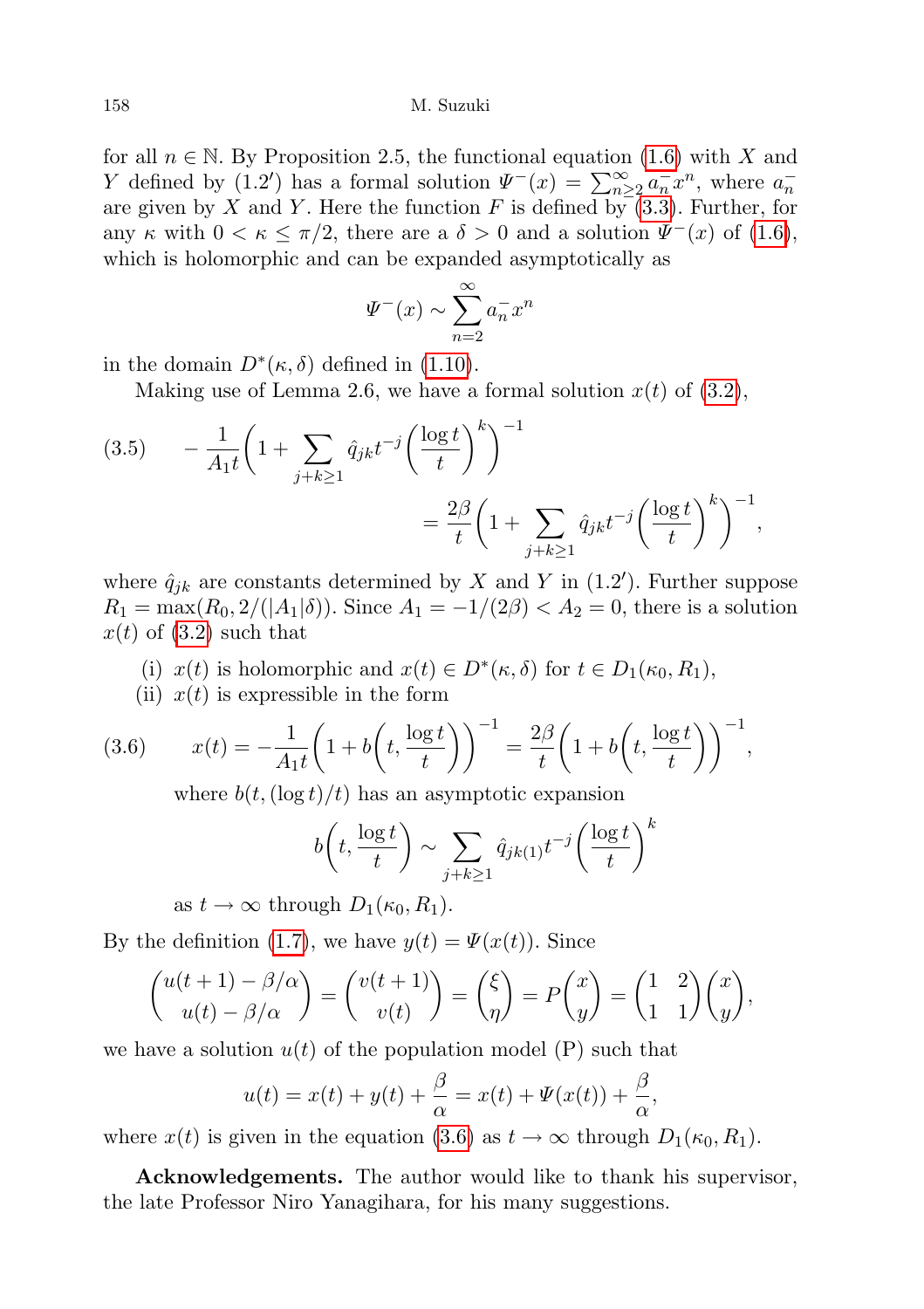for all $n \in \mathbb{N}$. By Proposition 2.5, the functional equation (1.6) with $X$ and $Y$ defined by (1.2′) has a formal solution $\Psi^-(x) = \sum_{n\geq 2}^{\infty} a_n^- x^n$, where $a_n^-$ are given by $X$ and $Y$. Here the function $F$ is defined by (3.3). Further, for any $\kappa$ with $0 < \kappa \leq \pi/2$, there are a $\delta > 0$ and a solution $\Psi^-(x)$ of (1.6), which is holomorphic and can be expanded asymptotically as

$$\Psi^-(x) \sim \sum_{n=2}^{\infty} a_n^- x^n$$

in the domain $D^*(\kappa, \delta)$ defined in (1.10).

Making use of Lemma 2.6, we have a formal solution $x(t)$ of (3.2),

$$
\begin{aligned}
(3.5)\qquad -\frac{1}{A_1 t}\bigg(1 + \sum_{j+k\geq 1} \hat{q}_{jk} t^{-j} \bigg(\frac{\log t}{t}\bigg)^k\bigg)^{-1} \\
= \frac{2\beta}{t}\bigg(1 + \sum_{j+k\geq 1} \hat{q}_{jk} t^{-j} \bigg(\frac{\log t}{t}\bigg)^k\bigg)^{-1},
\end{aligned}
$$

where $\hat{q}_{jk}$ are constants determined by $X$ and $Y$ in (1.2′). Further suppose $R_1 = \max(R_0, 2/(|A_1|\delta))$. Since $A_1 = -1/(2\beta) < A_2 = 0$, there is a solution $x(t)$ of (3.2) such that

(i) $x(t)$ is holomorphic and $x(t) \in D^*(\kappa, \delta)$ for $t \in D_1(\kappa_0, R_1)$,

(ii) $x(t)$ is expressible in the form

$$(3.6)\qquad x(t) = -\frac{1}{A_1 t}\bigg(1 + b\bigg(t, \frac{\log t}{t}\bigg)\bigg)^{-1} = \frac{2\beta}{t}\bigg(1 + b\bigg(t, \frac{\log t}{t}\bigg)\bigg)^{-1},$$

where $b(t, (\log t)/t)$ has an asymptotic expansion

$$b\bigg(t, \frac{\log t}{t}\bigg) \sim \sum_{j+k\geq 1} \hat{q}_{jk(1)} t^{-j} \bigg(\frac{\log t}{t}\bigg)^k$$

as $t \to \infty$ through $D_1(\kappa_0, R_1)$.

By the definition (1.7), we have $y(t) = \Psi(x(t))$. Since

$$\begin{pmatrix} u(t+1) - \beta/\alpha \\ u(t) - \beta/\alpha \end{pmatrix} = \begin{pmatrix} v(t+1) \\ v(t) \end{pmatrix} = \begin{pmatrix} \xi \\ \eta \end{pmatrix} = P\begin{pmatrix} x \\ y \end{pmatrix} = \begin{pmatrix} 1 & 2 \\ 1 & 1 \end{pmatrix}\begin{pmatrix} x \\ y \end{pmatrix},$$

we have a solution $u(t)$ of the population model (P) such that

$$u(t) = x(t) + y(t) + \frac{\beta}{\alpha} = x(t) + \Psi(x(t)) + \frac{\beta}{\alpha},$$

where $x(t)$ is given in the equation (3.6) as $t \to \infty$ through $D_1(\kappa_0, R_1)$.

**Acknowledgements.** The author would like to thank his supervisor, the late Professor Niro Yanagihara, for his many suggestions.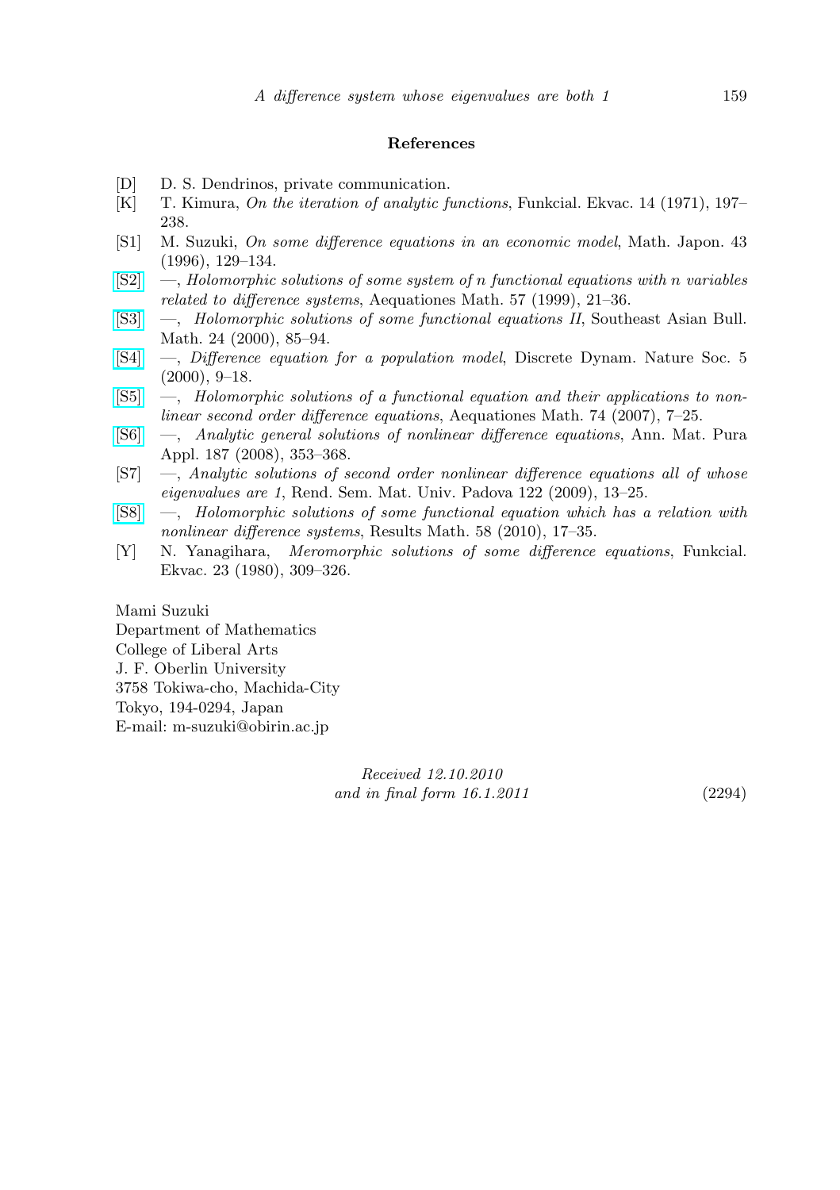## References

[D] D. S. Dendrinos, private communication.

[K] T. Kimura, *On the iteration of analytic functions*, Funkcial. Ekvac. 14 (1971), 197–238.

[S1] M. Suzuki, *On some difference equations in an economic model*, Math. Japon. 43 (1996), 129–134.

[S2] —, *Holomorphic solutions of some system of n functional equations with n variables related to difference systems*, Aequationes Math. 57 (1999), 21–36.

[S3] —, *Holomorphic solutions of some functional equations II*, Southeast Asian Bull. Math. 24 (2000), 85–94.

[S4] —, *Difference equation for a population model*, Discrete Dynam. Nature Soc. 5 (2000), 9–18.

[S5] —, *Holomorphic solutions of a functional equation and their applications to nonlinear second order difference equations*, Aequationes Math. 74 (2007), 7–25.

[S6] —, *Analytic general solutions of nonlinear difference equations*, Ann. Mat. Pura Appl. 187 (2008), 353–368.

[S7] —, *Analytic solutions of second order nonlinear difference equations all of whose eigenvalues are 1*, Rend. Sem. Mat. Univ. Padova 122 (2009), 13–25.

[S8] —, *Holomorphic solutions of some functional equation which has a relation with nonlinear difference systems*, Results Math. 58 (2010), 17–35.

[Y] N. Yanagihara, *Meromorphic solutions of some difference equations*, Funkcial. Ekvac. 23 (1980), 309–326.

Mami Suzuki
Department of Mathematics
College of Liberal Arts
J. F. Oberlin University
3758 Tokiwa-cho, Machida-City
Tokyo, 194-0294, Japan
E-mail: m-suzuki@obirin.ac.jp

*Received 12.10.2010*
*and in final form 16.1.2011* (2294)